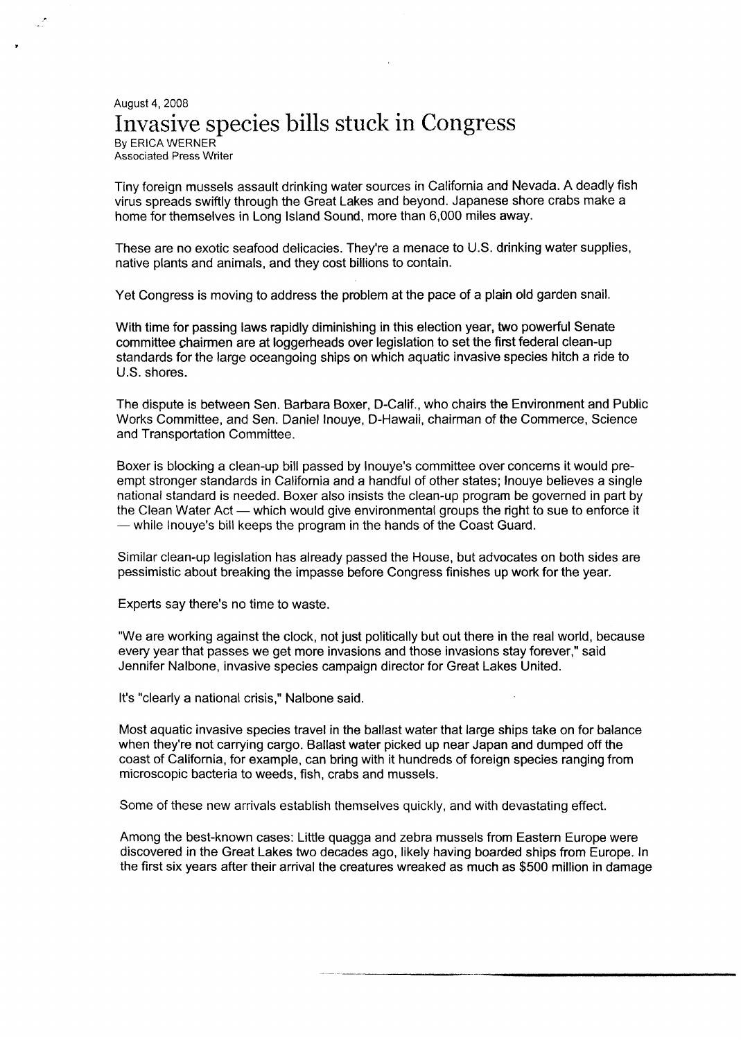August 4, 2008

# Invasive species bills stuck in Congress

By ERICA WERNER
Associated Press Writer

Tiny foreign mussels assault drinking water sources in California and Nevada. A deadly fish virus spreads swiftly through the Great Lakes and beyond. Japanese shore crabs make a home for themselves in Long Island Sound, more than 6,000 miles away.

These are no exotic seafood delicacies. They're a menace to U.S. drinking water supplies, native plants and animals, and they cost billions to contain.

Yet Congress is moving to address the problem at the pace of a plain old garden snail.

With time for passing laws rapidly diminishing in this election year, two powerful Senate committee chairmen are at loggerheads over legislation to set the first federal clean-up standards for the large oceangoing ships on which aquatic invasive species hitch a ride to U.S. shores.

The dispute is between Sen. Barbara Boxer, D-Calif., who chairs the Environment and Public Works Committee, and Sen. Daniel Inouye, D-Hawaii, chairman of the Commerce, Science and Transportation Committee.

Boxer is blocking a clean-up bill passed by Inouye's committee over concerns it would pre-empt stronger standards in California and a handful of other states; Inouye believes a single national standard is needed. Boxer also insists the clean-up program be governed in part by the Clean Water Act — which would give environmental groups the right to sue to enforce it — while Inouye's bill keeps the program in the hands of the Coast Guard.

Similar clean-up legislation has already passed the House, but advocates on both sides are pessimistic about breaking the impasse before Congress finishes up work for the year.

Experts say there's no time to waste.

"We are working against the clock, not just politically but out there in the real world, because every year that passes we get more invasions and those invasions stay forever," said Jennifer Nalbone, invasive species campaign director for Great Lakes United.

It's "clearly a national crisis," Nalbone said.

Most aquatic invasive species travel in the ballast water that large ships take on for balance when they're not carrying cargo. Ballast water picked up near Japan and dumped off the coast of California, for example, can bring with it hundreds of foreign species ranging from microscopic bacteria to weeds, fish, crabs and mussels.

Some of these new arrivals establish themselves quickly, and with devastating effect.

Among the best-known cases: Little quagga and zebra mussels from Eastern Europe were discovered in the Great Lakes two decades ago, likely having boarded ships from Europe. In the first six years after their arrival the creatures wreaked as much as $500 million in damage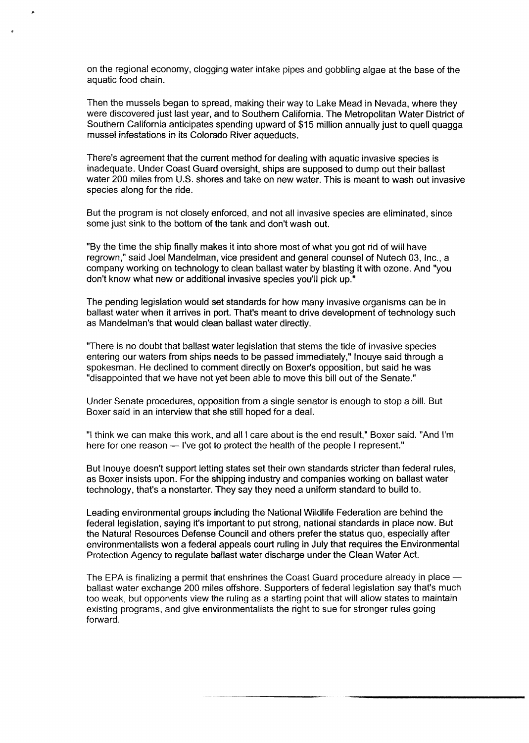on the regional economy, clogging water intake pipes and gobbling algae at the base of the aquatic food chain.

Then the mussels began to spread, making their way to Lake Mead in Nevada, where they were discovered just last year, and to Southern California. The Metropolitan Water District of Southern California anticipates spending upward of $15 million annually just to quell quagga mussel infestations in its Colorado River aqueducts.

There's agreement that the current method for dealing with aquatic invasive species is inadequate. Under Coast Guard oversight, ships are supposed to dump out their ballast water 200 miles from U.S. shores and take on new water. This is meant to wash out invasive species along for the ride.

But the program is not closely enforced, and not all invasive species are eliminated, since some just sink to the bottom of the tank and don't wash out.

"By the time the ship finally makes it into shore most of what you got rid of will have regrown," said Joel Mandelman, vice president and general counsel of Nutech 03, Inc., a company working on technology to clean ballast water by blasting it with ozone. And "you don't know what new or additional invasive species you'll pick up."

The pending legislation would set standards for how many invasive organisms can be in ballast water when it arrives in port. That's meant to drive development of technology such as Mandelman's that would clean ballast water directly.

"There is no doubt that ballast water legislation that stems the tide of invasive species entering our waters from ships needs to be passed immediately," Inouye said through a spokesman. He declined to comment directly on Boxer's opposition, but said he was "disappointed that we have not yet been able to move this bill out of the Senate."

Under Senate procedures, opposition from a single senator is enough to stop a bill. But Boxer said in an interview that she still hoped for a deal.

"I think we can make this work, and all I care about is the end result," Boxer said. "And I'm here for one reason — I've got to protect the health of the people I represent."

But Inouye doesn't support letting states set their own standards stricter than federal rules, as Boxer insists upon. For the shipping industry and companies working on ballast water technology, that's a nonstarter. They say they need a uniform standard to build to.

Leading environmental groups including the National Wildlife Federation are behind the federal legislation, saying it's important to put strong, national standards in place now. But the Natural Resources Defense Council and others prefer the status quo, especially after environmentalists won a federal appeals court ruling in July that requires the Environmental Protection Agency to regulate ballast water discharge under the Clean Water Act.

The EPA is finalizing a permit that enshrines the Coast Guard procedure already in place — ballast water exchange 200 miles offshore. Supporters of federal legislation say that's much too weak, but opponents view the ruling as a starting point that will allow states to maintain existing programs, and give environmentalists the right to sue for stronger rules going forward.